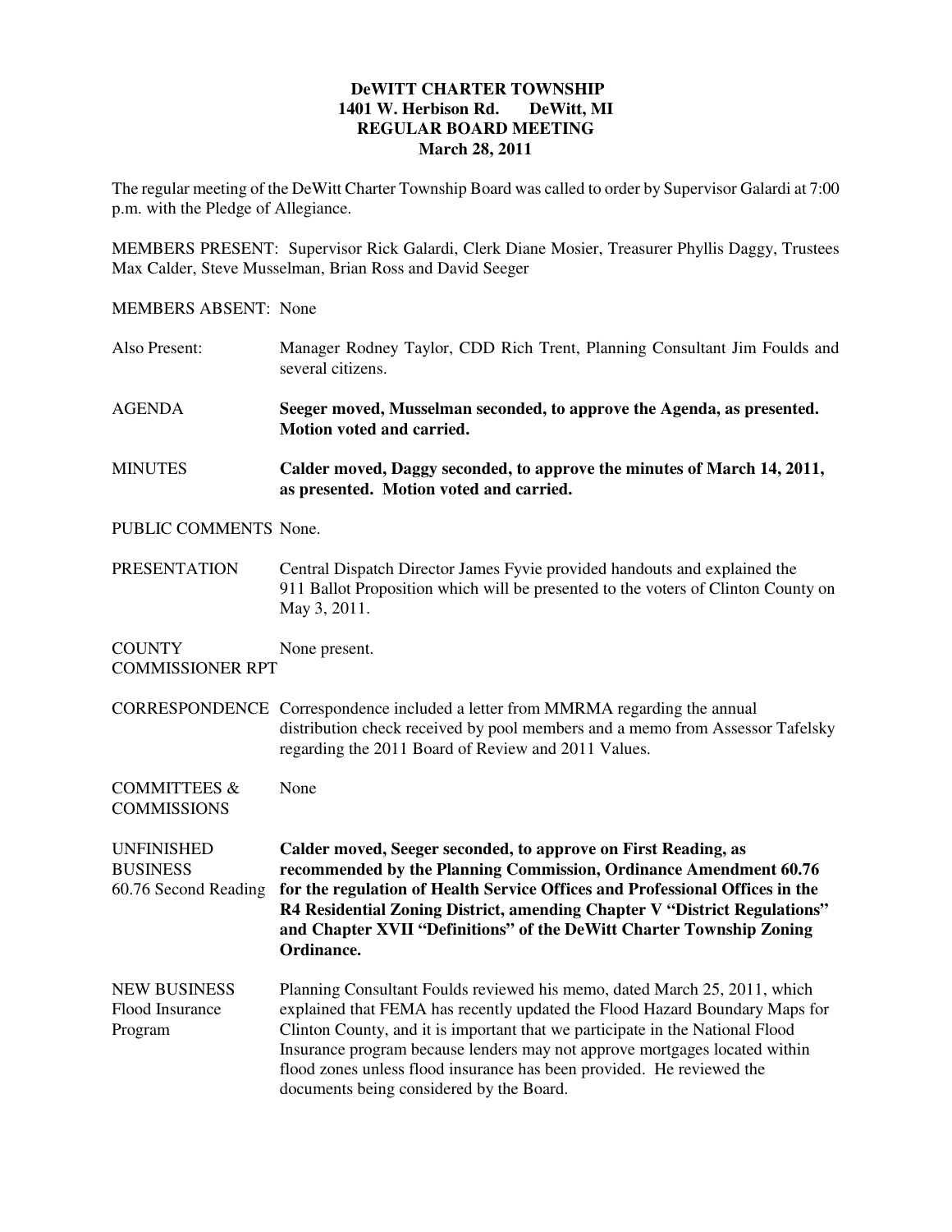**DeWITT CHARTER TOWNSHIP**
**1401 W. Herbison Rd. DeWitt, MI**
**REGULAR BOARD MEETING**
**March 28, 2011**

The regular meeting of the DeWitt Charter Township Board was called to order by Supervisor Galardi at 7:00 p.m. with the Pledge of Allegiance.

MEMBERS PRESENT: Supervisor Rick Galardi, Clerk Diane Mosier, Treasurer Phyllis Daggy, Trustees Max Calder, Steve Musselman, Brian Ross and David Seeger

MEMBERS ABSENT: None

Also Present: Manager Rodney Taylor, CDD Rich Trent, Planning Consultant Jim Foulds and several citizens.

AGENDA **Seeger moved, Musselman seconded, to approve the Agenda, as presented. Motion voted and carried.**

MINUTES **Calder moved, Daggy seconded, to approve the minutes of March 14, 2011, as presented. Motion voted and carried.**

PUBLIC COMMENTS None.

PRESENTATION Central Dispatch Director James Fyvie provided handouts and explained the 911 Ballot Proposition which will be presented to the voters of Clinton County on May 3, 2011.

COUNTY COMMISSIONER RPT None present.

CORRESPONDENCE Correspondence included a letter from MMRMA regarding the annual distribution check received by pool members and a memo from Assessor Tafelsky regarding the 2011 Board of Review and 2011 Values.

COMMITTEES & COMMISSIONS None

UNFINISHED BUSINESS
60.76 Second Reading
**Calder moved, Seeger seconded, to approve on First Reading, as recommended by the Planning Commission, Ordinance Amendment 60.76 for the regulation of Health Service Offices and Professional Offices in the R4 Residential Zoning District, amending Chapter V "District Regulations" and Chapter XVII "Definitions" of the DeWitt Charter Township Zoning Ordinance.**

NEW BUSINESS
Flood Insurance Program
Planning Consultant Foulds reviewed his memo, dated March 25, 2011, which explained that FEMA has recently updated the Flood Hazard Boundary Maps for Clinton County, and it is important that we participate in the National Flood Insurance program because lenders may not approve mortgages located within flood zones unless flood insurance has been provided. He reviewed the documents being considered by the Board.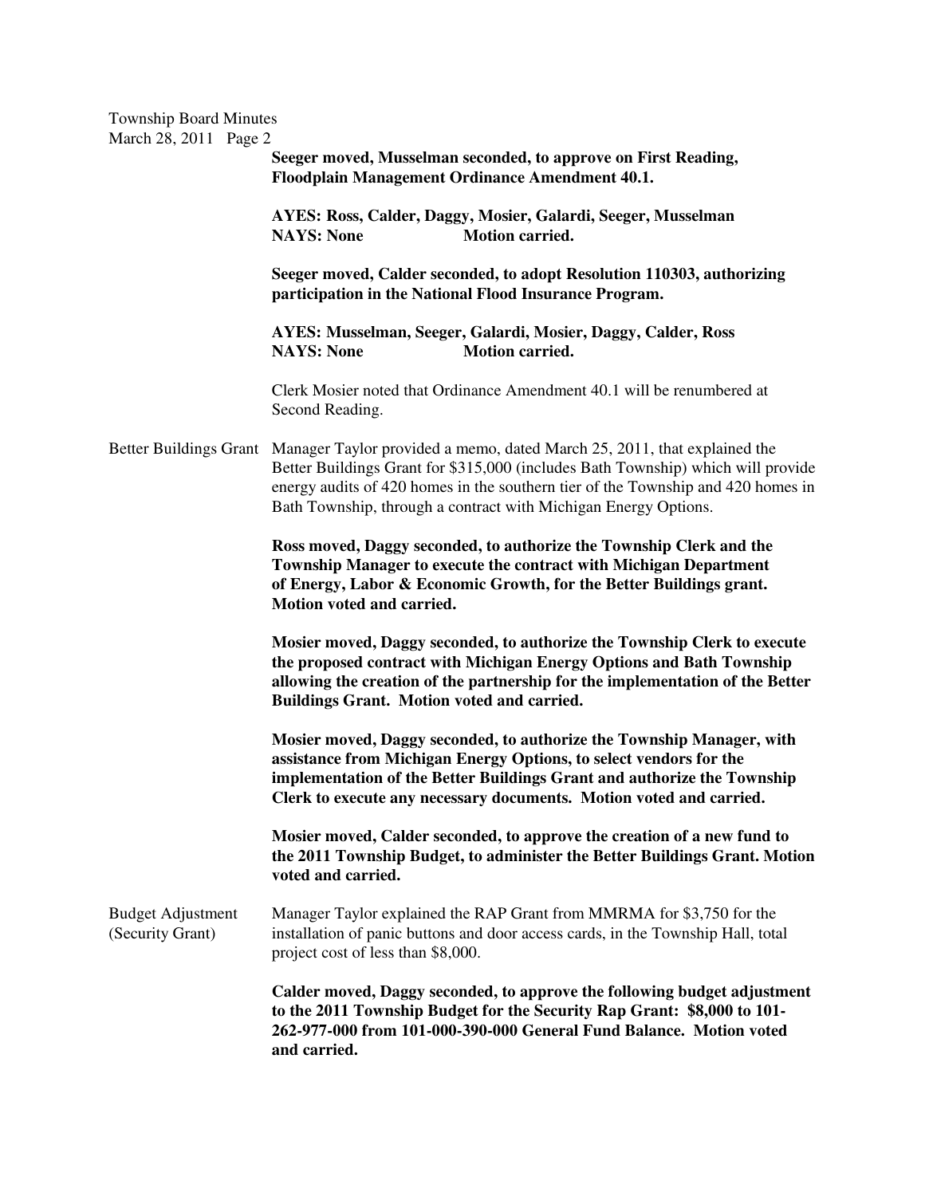**Seeger moved, Musselman seconded, to approve on First Reading, Floodplain Management Ordinance Amendment 40.1.**

**AYES: Ross, Calder, Daggy, Mosier, Galardi, Seeger, Musselman**
**NAYS: None Motion carried.**

**Seeger moved, Calder seconded, to adopt Resolution 110303, authorizing participation in the National Flood Insurance Program.**

**AYES: Musselman, Seeger, Galardi, Mosier, Daggy, Calder, Ross**
**NAYS: None Motion carried.**

Clerk Mosier noted that Ordinance Amendment 40.1 will be renumbered at Second Reading.

Better Buildings Grant

Manager Taylor provided a memo, dated March 25, 2011, that explained the Better Buildings Grant for $315,000 (includes Bath Township) which will provide energy audits of 420 homes in the southern tier of the Township and 420 homes in Bath Township, through a contract with Michigan Energy Options.

**Ross moved, Daggy seconded, to authorize the Township Clerk and the Township Manager to execute the contract with Michigan Department of Energy, Labor & Economic Growth, for the Better Buildings grant. Motion voted and carried.**

**Mosier moved, Daggy seconded, to authorize the Township Clerk to execute the proposed contract with Michigan Energy Options and Bath Township allowing the creation of the partnership for the implementation of the Better Buildings Grant. Motion voted and carried.**

**Mosier moved, Daggy seconded, to authorize the Township Manager, with assistance from Michigan Energy Options, to select vendors for the implementation of the Better Buildings Grant and authorize the Township Clerk to execute any necessary documents. Motion voted and carried.**

**Mosier moved, Calder seconded, to approve the creation of a new fund to the 2011 Township Budget, to administer the Better Buildings Grant. Motion voted and carried.**

Budget Adjustment (Security Grant)

Manager Taylor explained the RAP Grant from MMRMA for $3,750 for the installation of panic buttons and door access cards, in the Township Hall, total project cost of less than $8,000.

**Calder moved, Daggy seconded, to approve the following budget adjustment to the 2011 Township Budget for the Security Rap Grant: $8,000 to 101-262-977-000 from 101-000-390-000 General Fund Balance. Motion voted and carried.**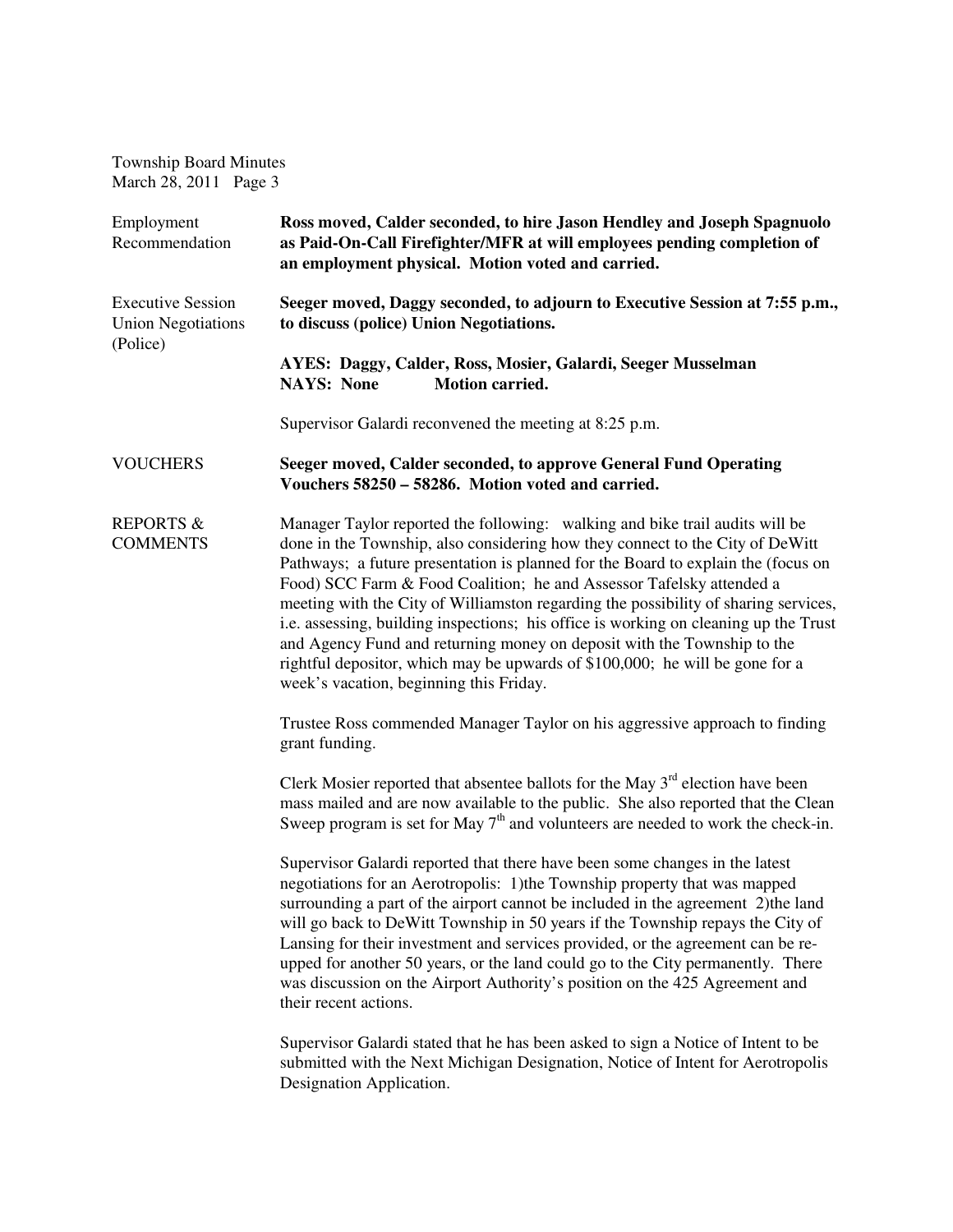Employment Recommendation

**Ross moved, Calder seconded, to hire Jason Hendley and Joseph Spagnuolo as Paid-On-Call Firefighter/MFR at will employees pending completion of an employment physical. Motion voted and carried.**

Executive Session Union Negotiations (Police)

**Seeger moved, Daggy seconded, to adjourn to Executive Session at 7:55 p.m., to discuss (police) Union Negotiations.**

**AYES: Daggy, Calder, Ross, Mosier, Galardi, Seeger Musselman**
**NAYS: None Motion carried.**

Supervisor Galardi reconvened the meeting at 8:25 p.m.

VOUCHERS

**Seeger moved, Calder seconded, to approve General Fund Operating Vouchers 58250 – 58286. Motion voted and carried.**

REPORTS & COMMENTS

Manager Taylor reported the following: walking and bike trail audits will be done in the Township, also considering how they connect to the City of DeWitt Pathways; a future presentation is planned for the Board to explain the (focus on Food) SCC Farm & Food Coalition; he and Assessor Tafelsky attended a meeting with the City of Williamston regarding the possibility of sharing services, i.e. assessing, building inspections; his office is working on cleaning up the Trust and Agency Fund and returning money on deposit with the Township to the rightful depositor, which may be upwards of $100,000; he will be gone for a week's vacation, beginning this Friday.

Trustee Ross commended Manager Taylor on his aggressive approach to finding grant funding.

Clerk Mosier reported that absentee ballots for the May 3rd election have been mass mailed and are now available to the public. She also reported that the Clean Sweep program is set for May 7th and volunteers are needed to work the check-in.

Supervisor Galardi reported that there have been some changes in the latest negotiations for an Aerotropolis: 1)the Township property that was mapped surrounding a part of the airport cannot be included in the agreement 2)the land will go back to DeWitt Township in 50 years if the Township repays the City of Lansing for their investment and services provided, or the agreement can be re-upped for another 50 years, or the land could go to the City permanently. There was discussion on the Airport Authority's position on the 425 Agreement and their recent actions.

Supervisor Galardi stated that he has been asked to sign a Notice of Intent to be submitted with the Next Michigan Designation, Notice of Intent for Aerotropolis Designation Application.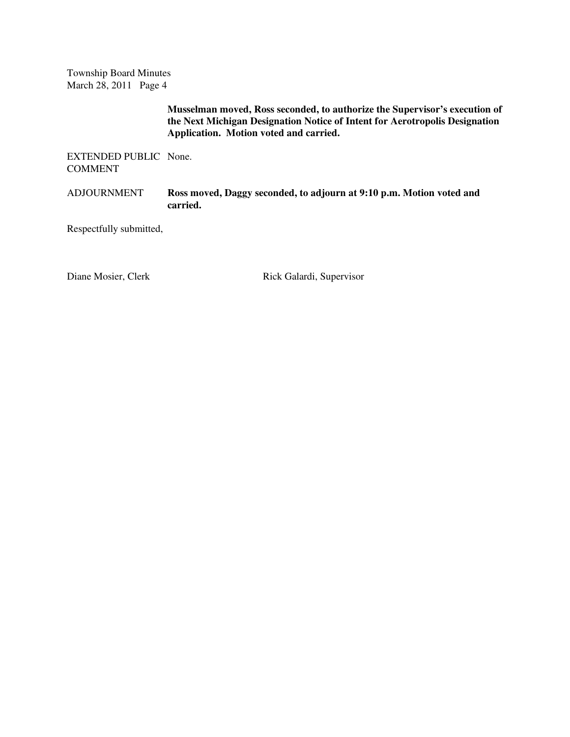**Musselman moved, Ross seconded, to authorize the Supervisor's execution of the Next Michigan Designation Notice of Intent for Aerotropolis Designation Application. Motion voted and carried.**

EXTENDED PUBLIC COMMENT None.

ADJOURNMENT **Ross moved, Daggy seconded, to adjourn at 9:10 p.m. Motion voted and carried.**

Respectfully submitted,

Diane Mosier, Clerk

Rick Galardi, Supervisor